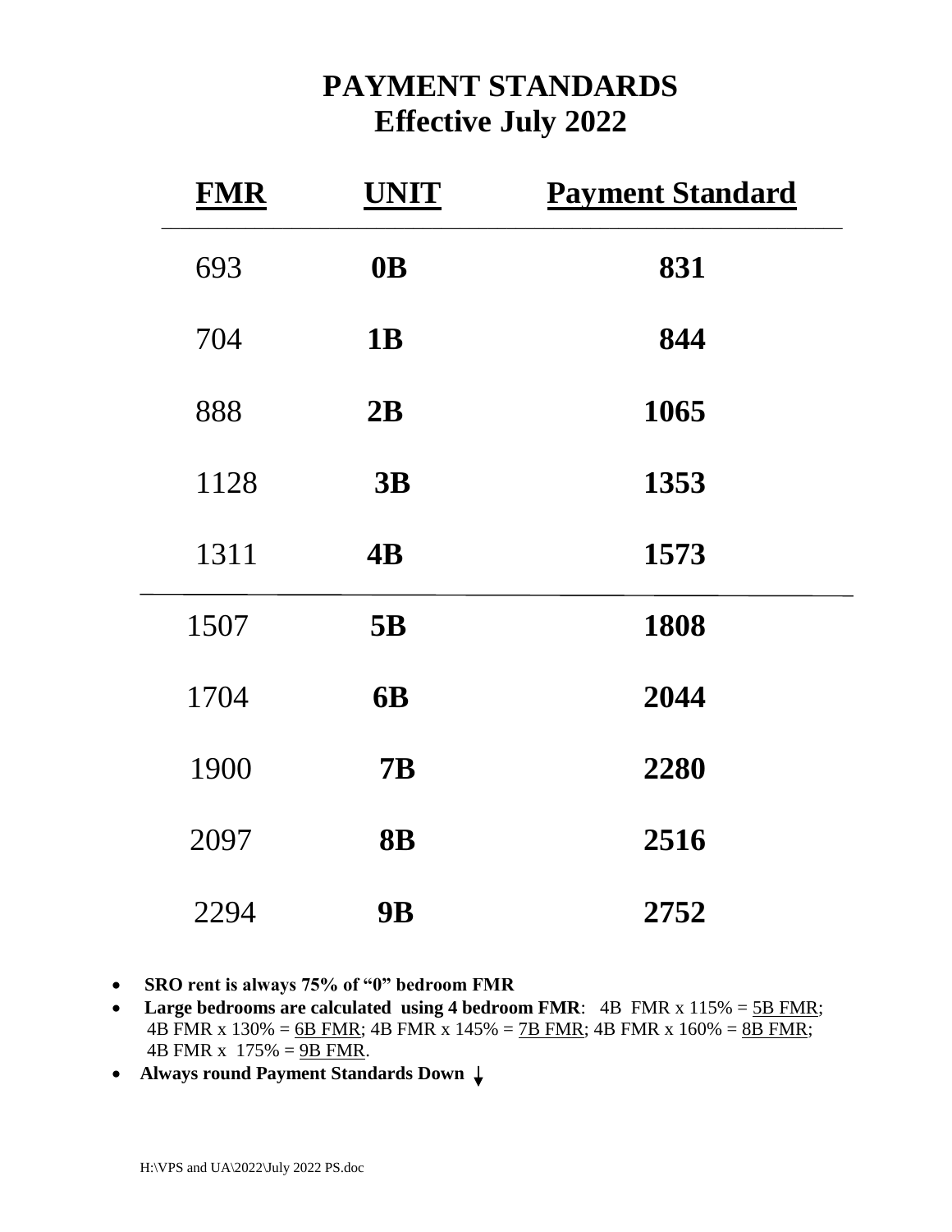# PAYMENT STANDARDS
## Effective July 2022

| FMR | UNIT | Payment Standard |
|---|---|---|
| 693 | **0B** | **831** |
| 704 | **1B** | **844** |
| 888 | **2B** | **1065** |
| 1128 | **3B** | **1353** |
| 1311 | **4B** | **1573** |
| 1507 | **5B** | **1808** |
| 1704 | **6B** | **2044** |
| 1900 | **7B** | **2280** |
| 2097 | **8B** | **2516** |
| 2294 | **9B** | **2752** |

- **SRO rent is always 75% of "0" bedroom FMR**
- **Large bedrooms are calculated using 4 bedroom FMR**: 4B FMR x 115% = 5B FMR; 4B FMR x 130% = 6B FMR; 4B FMR x 145% = 7B FMR; 4B FMR x 160% = 8B FMR; 4B FMR x 175% = 9B FMR.
- **Always round Payment Standards Down** ↓

H:\VPS and UA\2022\July 2022 PS.doc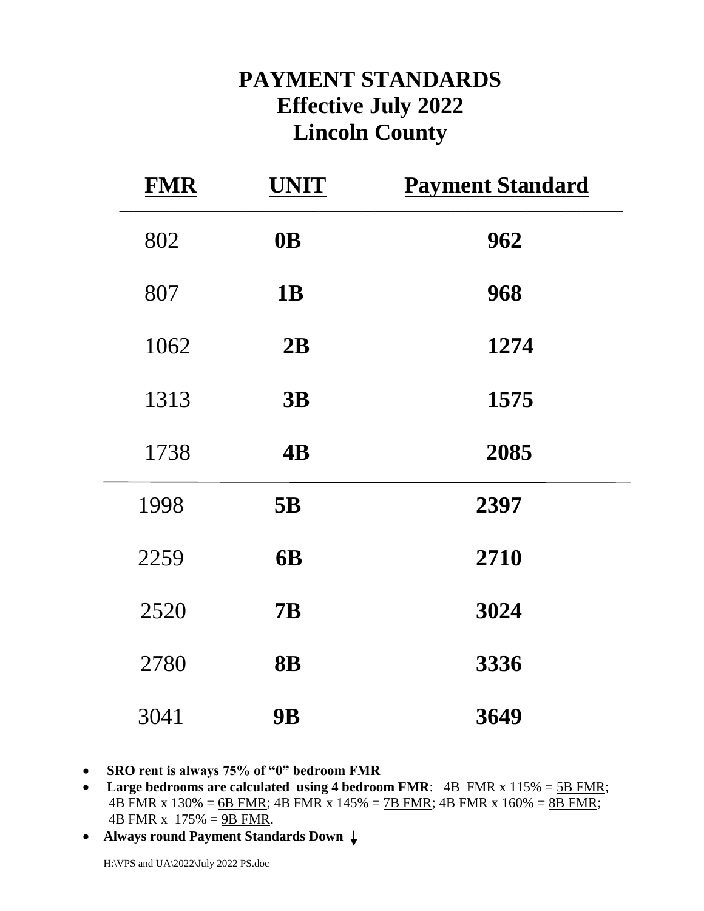# PAYMENT STANDARDS
## Effective July 2022
## Lincoln County

| FMR | UNIT | Payment Standard |
|---|---|---|
| 802 | **0B** | **962** |
| 807 | **1B** | **968** |
| 1062 | **2B** | **1274** |
| 1313 | **3B** | **1575** |
| 1738 | **4B** | **2085** |
| 1998 | **5B** | **2397** |
| 2259 | **6B** | **2710** |
| 2520 | **7B** | **3024** |
| 2780 | **8B** | **3336** |
| 3041 | **9B** | **3649** |

- **SRO rent is always 75% of "0" bedroom FMR**
- **Large bedrooms are calculated using 4 bedroom FMR**: 4B FMR x 115% = 5B FMR; 4B FMR x 130% = 6B FMR; 4B FMR x 145% = 7B FMR; 4B FMR x 160% = 8B FMR; 4B FMR x 175% = 9B FMR.
- **Always round Payment Standards Down** ↓

H:\VPS and UA\2022\July 2022 PS.doc